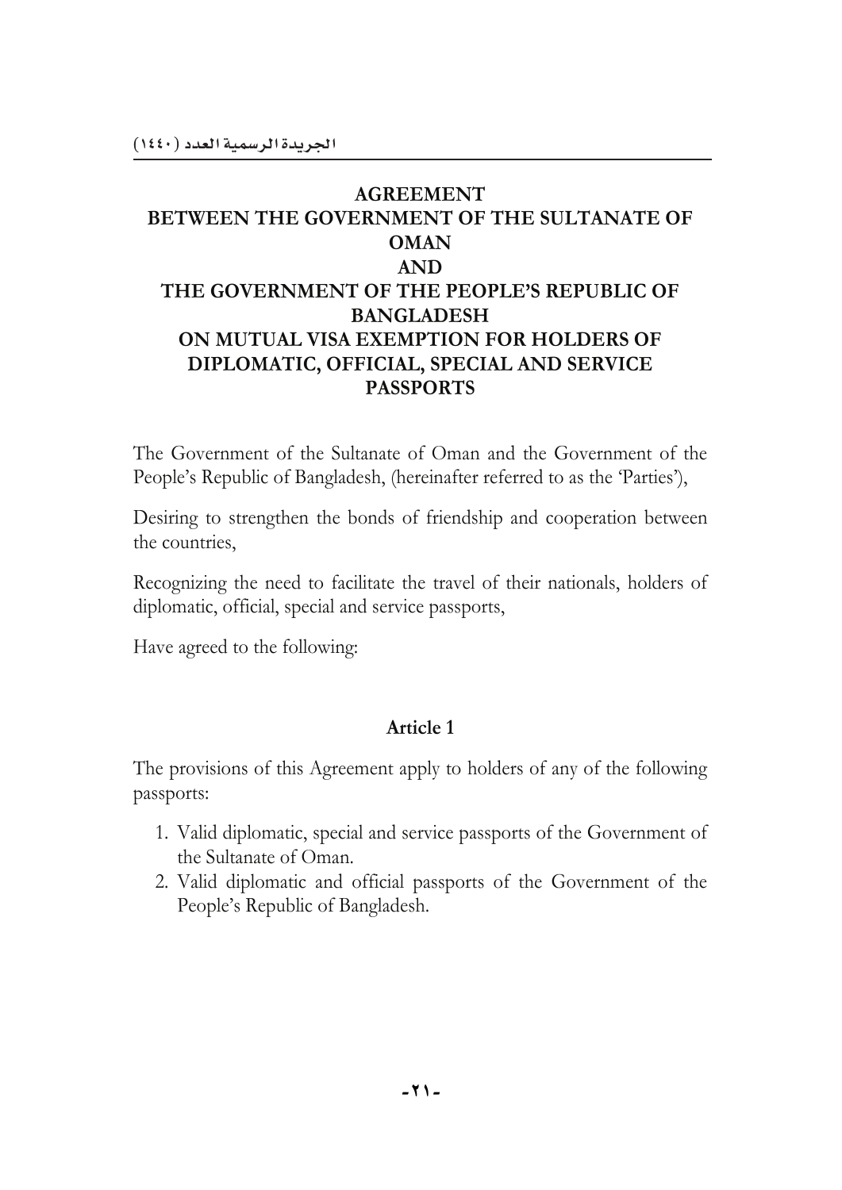# AGREEMENT BETWEEN THE GOVERNMENT OF THE SULTANATE OF OMAN AND THE GOVERNMENT OF THE PEOPLE'S REPUBLIC OF BANGLADESH ON MUTUAL VISA EXEMPTION FOR HOLDERS OF DIPLOMATIC, OFFICIAL, SPECIAL AND SERVICE PASSPORTS

The Government of the Sultanate of Oman and the Government of the People's Republic of Bangladesh, (hereinafter referred to as the 'Parties'),

Desiring to strengthen the bonds of friendship and cooperation between the countries,

Recognizing the need to facilitate the travel of their nationals, holders of diplomatic, official, special and service passports,

Have agreed to the following:

## Article 1

The provisions of this Agreement apply to holders of any of the following passports:

1. Valid diplomatic, special and service passports of the Government of the Sultanate of Oman.
2. Valid diplomatic and official passports of the Government of the People's Republic of Bangladesh.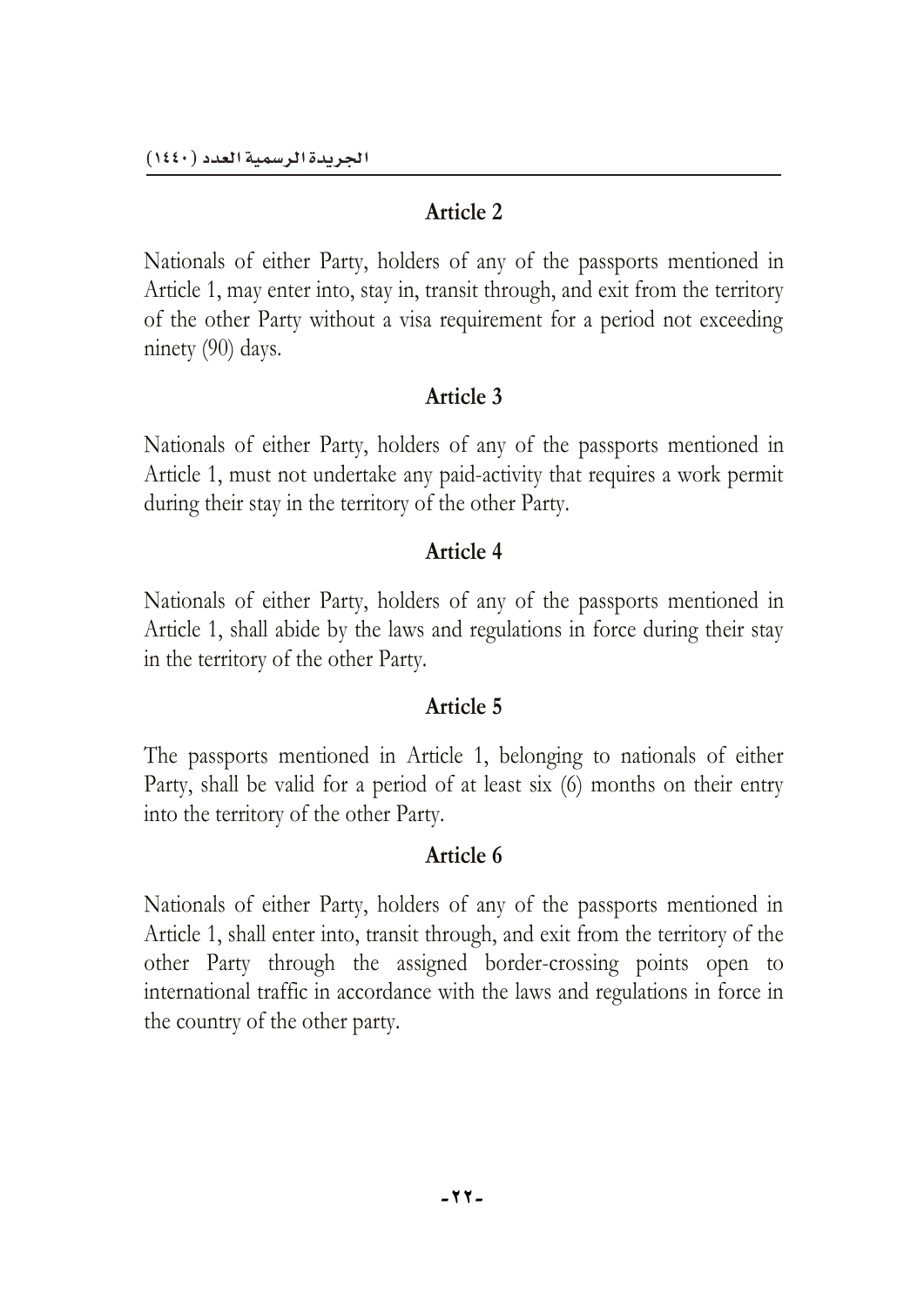## Article 2

Nationals of either Party, holders of any of the passports mentioned in Article 1, may enter into, stay in, transit through, and exit from the territory of the other Party without a visa requirement for a period not exceeding ninety (90) days.

## Article 3

Nationals of either Party, holders of any of the passports mentioned in Article 1, must not undertake any paid-activity that requires a work permit during their stay in the territory of the other Party.

## Article 4

Nationals of either Party, holders of any of the passports mentioned in Article 1, shall abide by the laws and regulations in force during their stay in the territory of the other Party.

## Article 5

The passports mentioned in Article 1, belonging to nationals of either Party, shall be valid for a period of at least six (6) months on their entry into the territory of the other Party.

## Article 6

Nationals of either Party, holders of any of the passports mentioned in Article 1, shall enter into, transit through, and exit from the territory of the other Party through the assigned border-crossing points open to international traffic in accordance with the laws and regulations in force in the country of the other party.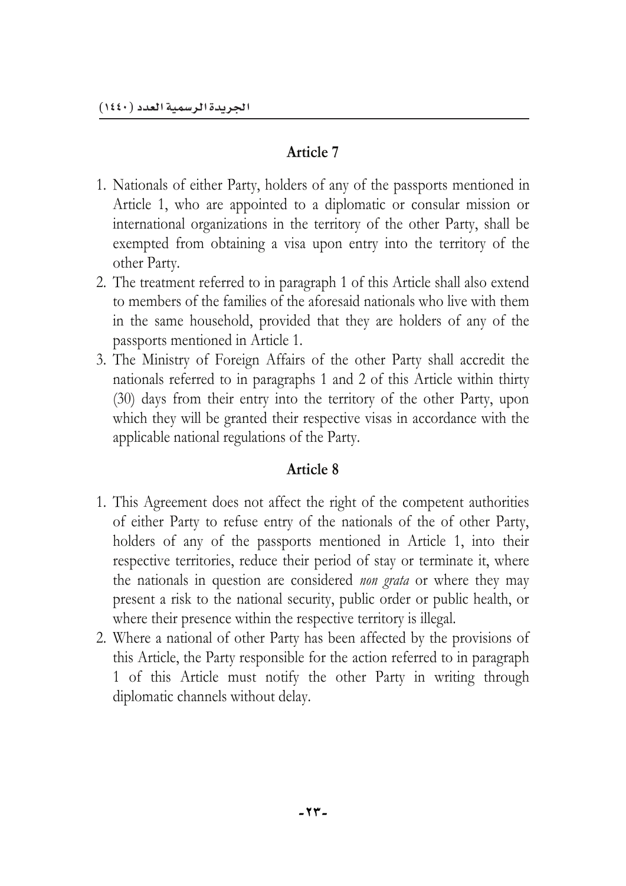## Article 7

1. Nationals of either Party, holders of any of the passports mentioned in Article 1, who are appointed to a diplomatic or consular mission or international organizations in the territory of the other Party, shall be exempted from obtaining a visa upon entry into the territory of the other Party.
2. The treatment referred to in paragraph 1 of this Article shall also extend to members of the families of the aforesaid nationals who live with them in the same household, provided that they are holders of any of the passports mentioned in Article 1.
3. The Ministry of Foreign Affairs of the other Party shall accredit the nationals referred to in paragraphs 1 and 2 of this Article within thirty (30) days from their entry into the territory of the other Party, upon which they will be granted their respective visas in accordance with the applicable national regulations of the Party.

## Article 8

1. This Agreement does not affect the right of the competent authorities of either Party to refuse entry of the nationals of the of other Party, holders of any of the passports mentioned in Article 1, into their respective territories, reduce their period of stay or terminate it, where the nationals in question are considered *non grata* or where they may present a risk to the national security, public order or public health, or where their presence within the respective territory is illegal.
2. Where a national of other Party has been affected by the provisions of this Article, the Party responsible for the action referred to in paragraph 1 of this Article must notify the other Party in writing through diplomatic channels without delay.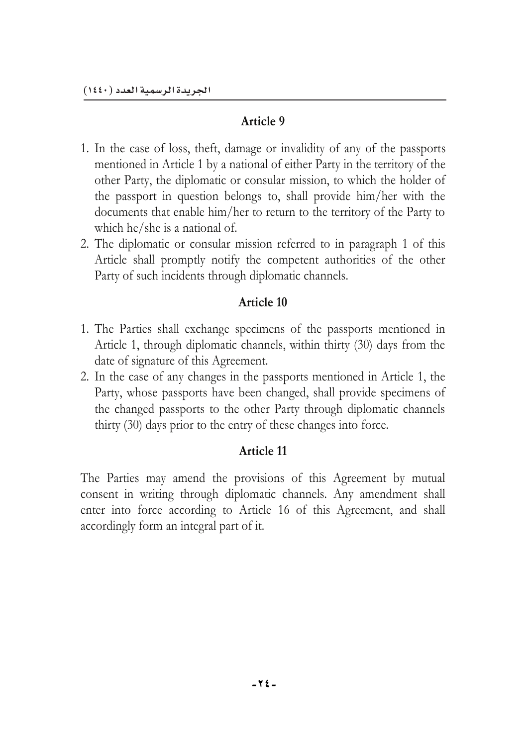## Article 9

1. In the case of loss, theft, damage or invalidity of any of the passports mentioned in Article 1 by a national of either Party in the territory of the other Party, the diplomatic or consular mission, to which the holder of the passport in question belongs to, shall provide him/her with the documents that enable him/her to return to the territory of the Party to which he/she is a national of.
2. The diplomatic or consular mission referred to in paragraph 1 of this Article shall promptly notify the competent authorities of the other Party of such incidents through diplomatic channels.

## Article 10

1. The Parties shall exchange specimens of the passports mentioned in Article 1, through diplomatic channels, within thirty (30) days from the date of signature of this Agreement.
2. In the case of any changes in the passports mentioned in Article 1, the Party, whose passports have been changed, shall provide specimens of the changed passports to the other Party through diplomatic channels thirty (30) days prior to the entry of these changes into force.

## Article 11

The Parties may amend the provisions of this Agreement by mutual consent in writing through diplomatic channels. Any amendment shall enter into force according to Article 16 of this Agreement, and shall accordingly form an integral part of it.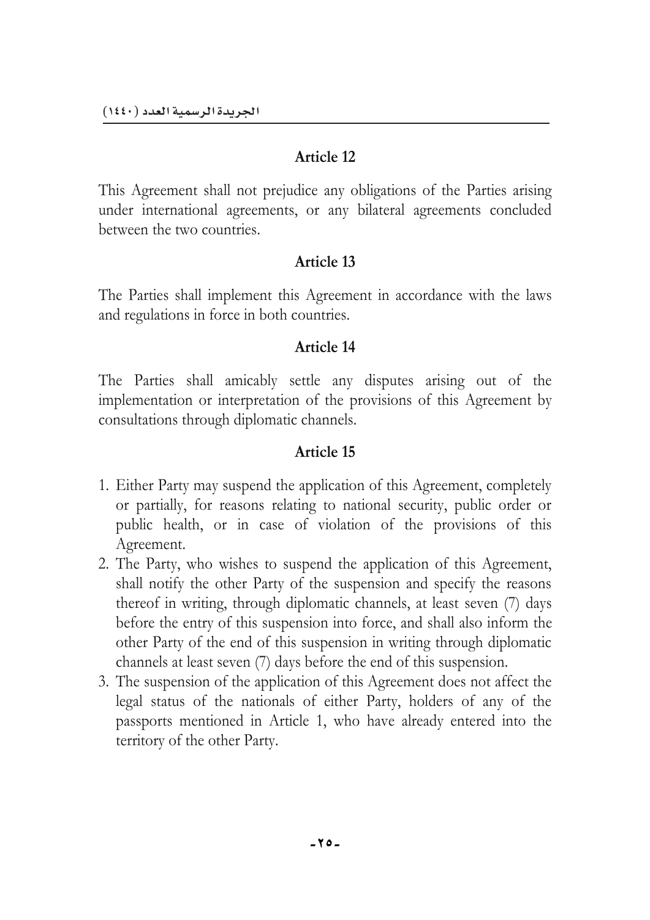## Article 12

This Agreement shall not prejudice any obligations of the Parties arising under international agreements, or any bilateral agreements concluded between the two countries.

## Article 13

The Parties shall implement this Agreement in accordance with the laws and regulations in force in both countries.

## Article 14

The Parties shall amicably settle any disputes arising out of the implementation or interpretation of the provisions of this Agreement by consultations through diplomatic channels.

## Article 15

1. Either Party may suspend the application of this Agreement, completely or partially, for reasons relating to national security, public order or public health, or in case of violation of the provisions of this Agreement.
2. The Party, who wishes to suspend the application of this Agreement, shall notify the other Party of the suspension and specify the reasons thereof in writing, through diplomatic channels, at least seven (7) days before the entry of this suspension into force, and shall also inform the other Party of the end of this suspension in writing through diplomatic channels at least seven (7) days before the end of this suspension.
3. The suspension of the application of this Agreement does not affect the legal status of the nationals of either Party, holders of any of the passports mentioned in Article 1, who have already entered into the territory of the other Party.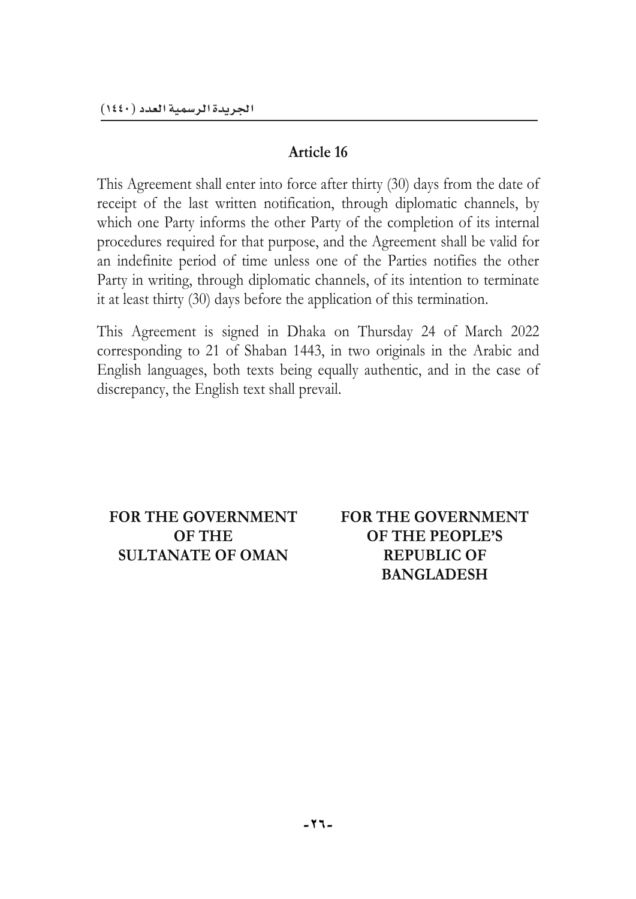## Article 16

This Agreement shall enter into force after thirty (30) days from the date of receipt of the last written notification, through diplomatic channels, by which one Party informs the other Party of the completion of its internal procedures required for that purpose, and the Agreement shall be valid for an indefinite period of time unless one of the Parties notifies the other Party in writing, through diplomatic channels, of its intention to terminate it at least thirty (30) days before the application of this termination.

This Agreement is signed in Dhaka on Thursday 24 of March 2022 corresponding to 21 of Shaban 1443, in two originals in the Arabic and English languages, both texts being equally authentic, and in the case of discrepancy, the English text shall prevail.

| | |
|---|---|
| **FOR THE GOVERNMENT OF THE SULTANATE OF OMAN** | **FOR THE GOVERNMENT OF THE PEOPLE'S REPUBLIC OF BANGLADESH** |